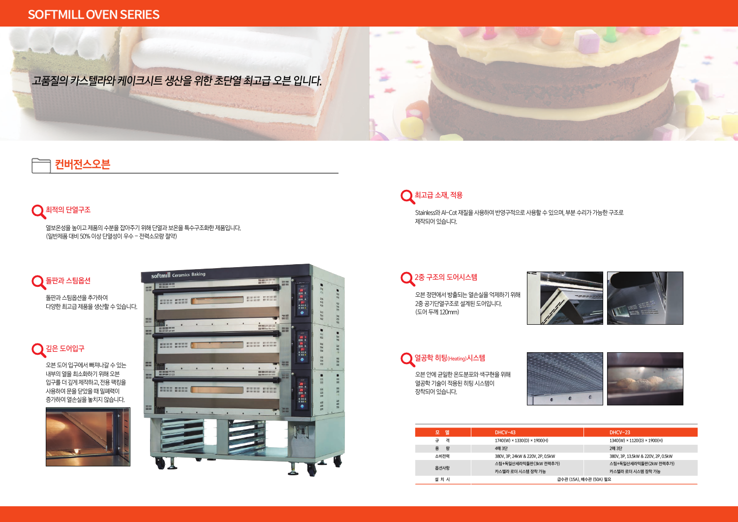# SOFTMILL OVEN SERIES

*고품질의 카스텔라와 케이크시트 생산을 위한 초단열 최고급 오븐 입니다.*

## 컨버전스오븐

### 최적의 단열구조

열보온성을 높이고 제품의 수분을 잡아주기 위해 단열과 보온을 특수구조화한 제품입니다.
(일반제품 대비 50% 이상 단열성이 우수 – 전력소모량 절약)

### 돌판과 스팀옵션

돌판과 스팀옵션을 추가하여
다양한 최고급 제품을 생산할 수 있습니다.

### 깊은 도어입구

오븐 도어 입구에서 빠져나갈 수 있는
내부의 열을 최소화하기 위해 오븐
입구를 더 깊게 제작하고, 전용 패킹을
사용하여 문을 닫았을 때 밀폐력이
증가하여 열손실을 놓치지 않습니다.

### 최고급 소재, 적용

Stainless와 Al-Cot 재질을 사용하여 반영구적으로 사용할 수 있으며, 부분 수리가 가능한 구조로
제작되어 있습니다.

### 2중 구조의 도어시스템

오븐 정면에서 방출되는 열손실을 억제하기 위해
2중 공기단열구조로 설계된 도어입니다.
(도어 두께 120mm)

### 열공학 히팅(Heating)시스템

오븐 안에 균일한 온도분포와 색구현을 위해
열공학 기술이 적용된 히팅 시스템이
장착되어 있습니다.

| 모 델 | DHCV-43 | DHCV-23 |
|---|---|---|
| 규 격 | 1740(W) × 1330(D) × 1900(H) | 1340(W) × 1120(D) × 1900(H) |
| 용 량 | 4매 3단 | 2매 3단 |
| 소비전력 | 380V, 3P, 24kW & 220V, 2P, 0.5kW | 380V, 3P, 13.5kW & 220V, 2P, 0.5kW |
| 옵션사항 | 스팀+독일산세라믹돌판(3kW 전력추가)<br>카스텔라 로더 시스템 장착 가능 | 스팀+독일산세라믹돌판(2kW 전력추가)<br>카스텔라 로더 시스템 장착 가능 |
| 설 치 시 | 급수관 (15A), 배수관 (50A) 필요 | |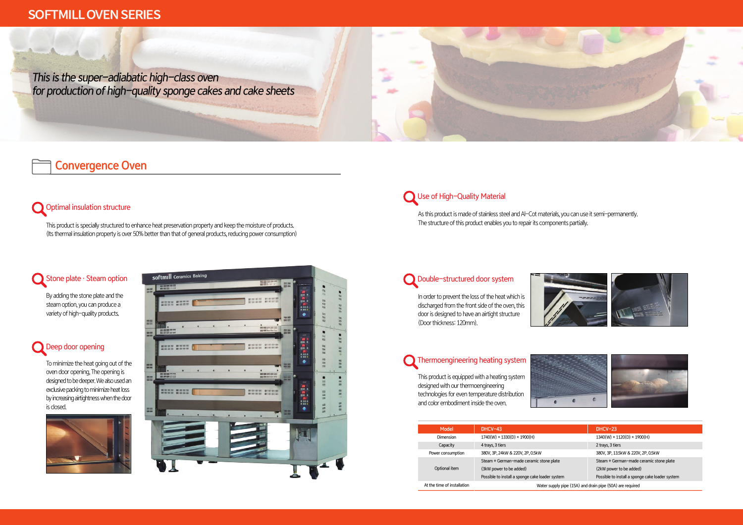# SOFTMILL OVEN SERIES

*This is the super-adiabatic high-class oven for production of high-quality sponge cakes and cake sheets*

## Convergence Oven

### Optimal insulation structure

This product is specially structured to enhance heat preservation property and keep the moisture of products. (Its thermal insulation property is over 50% better than that of general products, reducing power consumption)

### Stone plate · Steam option

By adding the stone plate and the steam option, you can produce a variety of high-quality products.

### Deep door opening

To minimize the heat going out of the oven door opening, The opening is designed to be deeper. We also used an exclusive packing to minimize heat loss by increasing airtightness when the door is closed.

### Use of High-Quality Material

As this product is made of stainless steel and Al-Cot materials, you can use it semi-permanently. The structure of this product enables you to repair its components partially.

### Double-structured door system

In order to prevent the loss of the heat which is discharged from the front side of the oven, this door is designed to have an airtight structure (Door thickness: 120mm).

### Thermoengineering heating system

This product is equipped with a heating system designed with our thermoengineering technologies for even temperature distribution and color embodiment inside the oven.

| Model | DHCV-43 | DHCV-23 |
|---|---|---|
| Dimension | 1740(W) × 1330(D) × 1900(H) | 1340(W) × 1120(D) × 1900(H) |
| Capacity | 4 trays, 3 tiers | 2 trays, 3 tiers |
| Power consumption | 380V, 3P, 24kW & 220V, 2P, 0.5kW | 380V, 3P, 13.5kW & 220V, 2P, 0.5kW |
| Optional item | Steam + German-made ceramic stone plate (3kW power to be added) Possible to install a sponge cake loader system | Steam + German-made ceramic stone plate (2kW power to be added) Possible to install a sponge cake loader system |
| At the time of installation | Water supply pipe (15A) and drain pipe (50A) are required | |